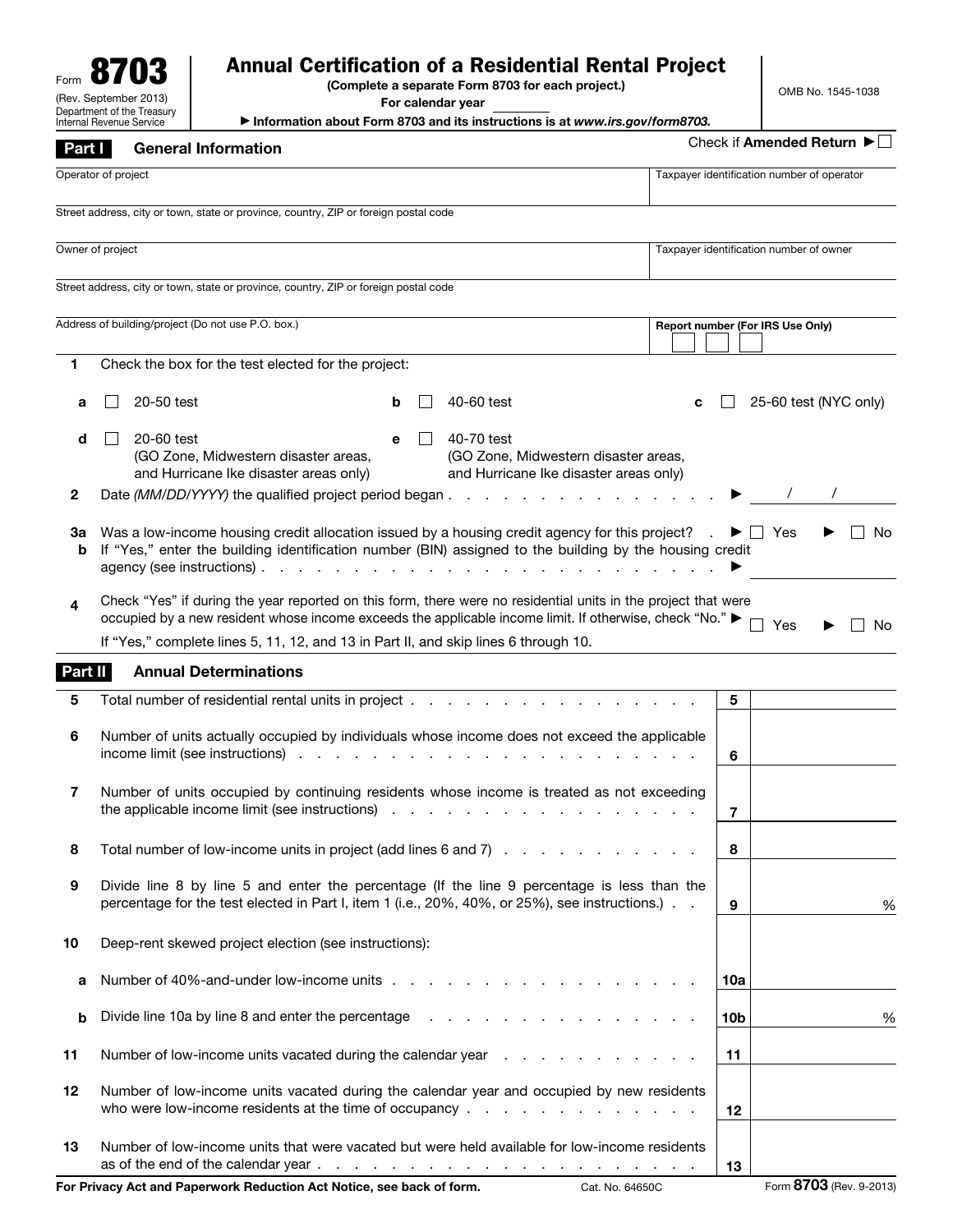Form **8703**
(Rev. September 2013)
Department of the Treasury
Internal Revenue Service

# Annual Certification of a Residential Rental Project

**(Complete a separate Form 8703 for each project.)**

**For calendar year** ______

▶ **Information about Form 8703 and its instructions is at** ***www.irs.gov/form8703.***

OMB No. 1545-1038

## Part I General Information

Check if **Amended Return** ▶ ☐

| Operator of project | Taxpayer identification number of operator |
|---|---|
| | |
| Street address, city or town, state or province, country, ZIP or foreign postal code | |
| Owner of project | Taxpayer identification number of owner |
| | |
| Street address, city or town, state or province, country, ZIP or foreign postal code | |
| Address of building/project (Do not use P.O. box.) | **Report number (For IRS Use Only)** |

**1** Check the box for the test elected for the project:

- **a** ☐ 20-50 test
- **b** ☐ 40-60 test
- **c** ☐ 25-60 test (NYC only)
- **d** ☐ 20-60 test (GO Zone, Midwestern disaster areas, and Hurricane Ike disaster areas only)
- **e** ☐ 40-70 test (GO Zone, Midwestern disaster areas, and Hurricane Ike disaster areas only)

**2** Date *(MM/DD/YYYY)* the qualified project period began . . . . . . . . . . . . . . . . . . ▶ ____/____/________

**3a** Was a low-income housing credit allocation issued by a housing credit agency for this project? . ▶ ☐ Yes ▶ ☐ No

**b** If "Yes," enter the building identification number (BIN) assigned to the building by the housing credit agency (see instructions) . . . . . . . . . . . . . . . . . . . . . . . . ▶ ________

**4** Check "Yes" if during the year reported on this form, there were no residential units in the project that were occupied by a new resident whose income exceeds the applicable income limit. If otherwise, check "No." ▶ ☐ Yes ▶ ☐ No

If "Yes," complete lines 5, 11, 12, and 13 in Part II, and skip lines 6 through 10.

## Part II Annual Determinations

| | | Line | |
|---|---|---|---|
| **5** | Total number of residential rental units in project . . . . . . . . . . . . . . . . . . | **5** | |
| **6** | Number of units actually occupied by individuals whose income does not exceed the applicable income limit (see instructions) . . . . . . . . . . . . . . . . . . . . . . . | **6** | |
| **7** | Number of units occupied by continuing residents whose income is treated as not exceeding the applicable income limit (see instructions) . . . . . . . . . . . . . . . . . . | **7** | |
| **8** | Total number of low-income units in project (add lines 6 and 7) . . . . . . . . . . . | **8** | |
| **9** | Divide line 8 by line 5 and enter the percentage (If the line 9 percentage is less than the percentage for the test elected in Part I, item 1 (i.e., 20%, 40%, or 25%), see instructions.) . . | **9** | % |
| **10** | Deep-rent skewed project election (see instructions): | | |
| **a** | Number of 40%-and-under low-income units . . . . . . . . . . . . . . . . . . | **10a** | |
| **b** | Divide line 10a by line 8 and enter the percentage . . . . . . . . . . . . . . . | **10b** | % |
| **11** | Number of low-income units vacated during the calendar year . . . . . . . . . . . | **11** | |
| **12** | Number of low-income units vacated during the calendar year and occupied by new residents who were low-income residents at the time of occupancy . . . . . . . . . . . . . . | **12** | |
| **13** | Number of low-income units that were vacated but were held available for low-income residents as of the end of the calendar year . . . . . . . . . . . . . . . . . . . . . . . | **13** | |

**For Privacy Act and Paperwork Reduction Act Notice, see back of form.** Cat. No. 64650C Form **8703** (Rev. 9-2013)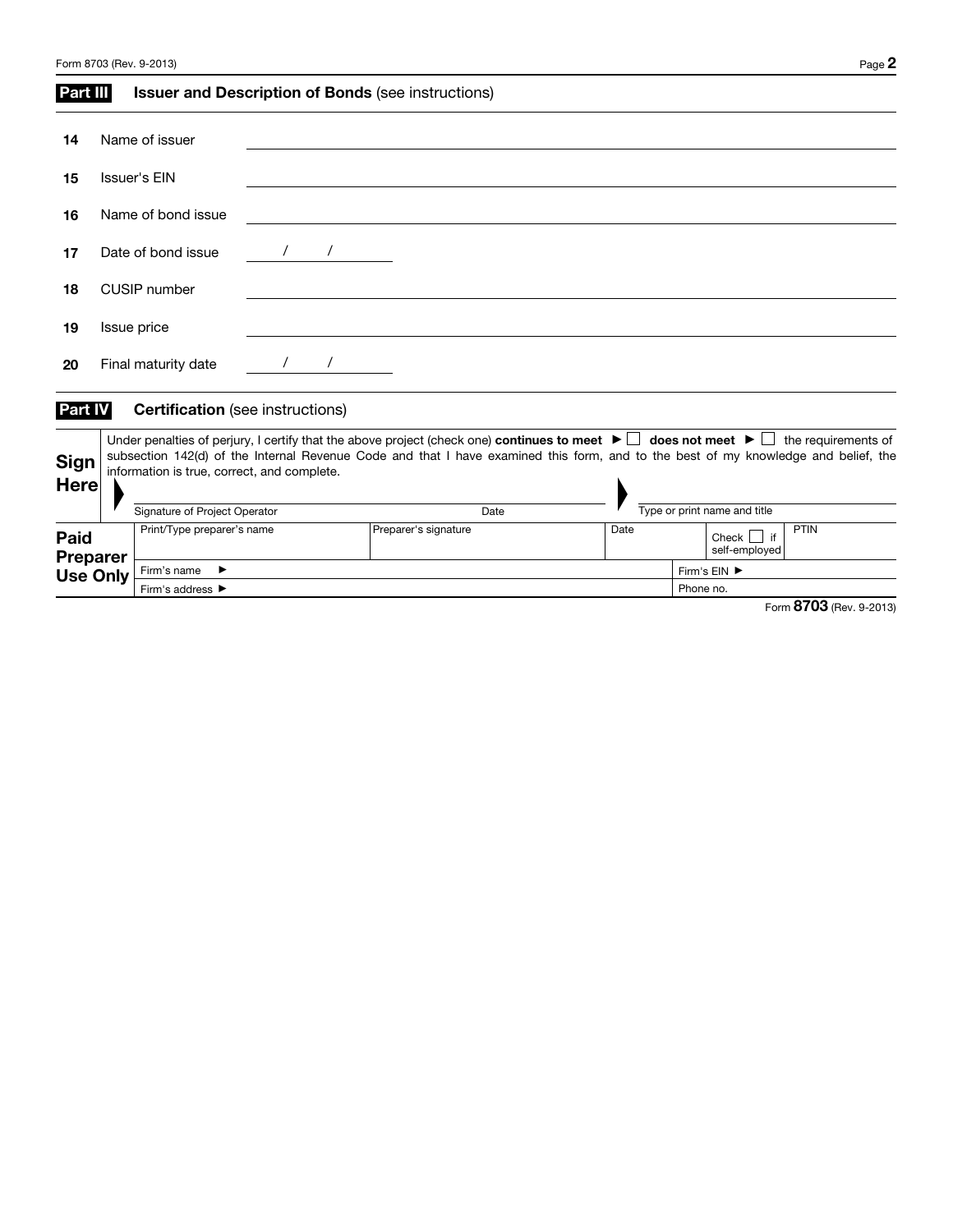## Part III Issuer and Description of Bonds (see instructions)

14 Name of issuer

15 Issuer's EIN

16 Name of bond issue

17 Date of bond issue / /

18 CUSIP number

19 Issue price

20 Final maturity date / /

## Part IV Certification (see instructions)

**Sign Here**

Under penalties of perjury, I certify that the above project (check one) **continues to meet** ► ☐ **does not meet** ► ☐ the requirements of subsection 142(d) of the Internal Revenue Code and that I have examined this form, and to the best of my knowledge and belief, the information is true, correct, and complete.

| Signature of Project Operator | Date | Type or print name and title |
|---|---|---|
| | | |

**Paid Preparer Use Only**

| Print/Type preparer's name | Preparer's signature | Date | Check ☐ if self-employed | PTIN |
|---|---|---|---|---|
| Firm's name ► | | | Firm's EIN ► | |
| Firm's address ► | | | Phone no. | |

Form **8703** (Rev. 9-2013)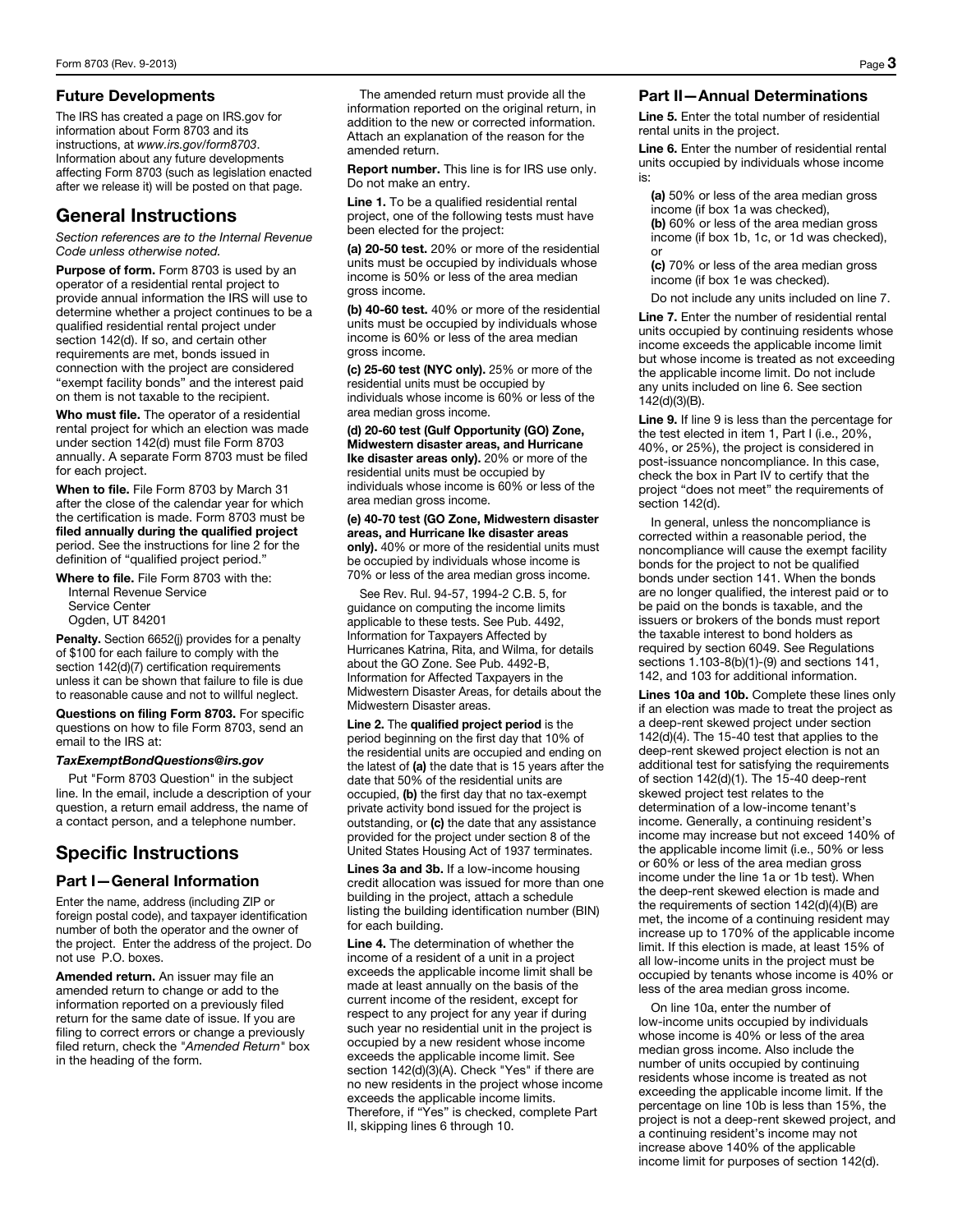### Future Developments

The IRS has created a page on IRS.gov for information about Form 8703 and its instructions, at *www.irs.gov/form8703*. Information about any future developments affecting Form 8703 (such as legislation enacted after we release it) will be posted on that page.

## General Instructions

*Section references are to the Internal Revenue Code unless otherwise noted.*

**Purpose of form.** Form 8703 is used by an operator of a residential rental project to provide annual information the IRS will use to determine whether a project continues to be a qualified residential rental project under section 142(d). If so, and certain other requirements are met, bonds issued in connection with the project are considered "exempt facility bonds" and the interest paid on them is not taxable to the recipient.

**Who must file.** The operator of a residential rental project for which an election was made under section 142(d) must file Form 8703 annually. A separate Form 8703 must be filed for each project.

**When to file.** File Form 8703 by March 31 after the close of the calendar year for which the certification is made. Form 8703 must be **filed annually during the qualified project** period. See the instructions for line 2 for the definition of "qualified project period."

**Where to file.** File Form 8703 with the:
Internal Revenue Service
Service Center
Ogden, UT 84201

**Penalty.** Section 6652(j) provides for a penalty of $100 for each failure to comply with the section 142(d)(7) certification requirements unless it can be shown that failure to file is due to reasonable cause and not to willful neglect.

**Questions on filing Form 8703.** For specific questions on how to file Form 8703, send an email to the IRS at:

***TaxExemptBondQuestions@irs.gov***

Put "Form 8703 Question" in the subject line. In the email, include a description of your question, a return email address, the name of a contact person, and a telephone number.

## Specific Instructions

### Part I—General Information

Enter the name, address (including ZIP or foreign postal code), and taxpayer identification number of both the operator and the owner of the project. Enter the address of the project. Do not use P.O. boxes.

**Amended return.** An issuer may file an amended return to change or add to the information reported on a previously filed return for the same date of issue. If you are filing to correct errors or change a previously filed return, check the "*Amended Return*" box in the heading of the form.

The amended return must provide all the information reported on the original return, in addition to the new or corrected information. Attach an explanation of the reason for the amended return.

**Report number.** This line is for IRS use only. Do not make an entry.

**Line 1.** To be a qualified residential rental project, one of the following tests must have been elected for the project:

**(a) 20-50 test.** 20% or more of the residential units must be occupied by individuals whose income is 50% or less of the area median gross income.

**(b) 40-60 test.** 40% or more of the residential units must be occupied by individuals whose income is 60% or less of the area median gross income.

**(c) 25-60 test (NYC only).** 25% or more of the residential units must be occupied by individuals whose income is 60% or less of the area median gross income.

**(d) 20-60 test (Gulf Opportunity (GO) Zone, Midwestern disaster areas, and Hurricane Ike disaster areas only).** 20% or more of the residential units must be occupied by individuals whose income is 60% or less of the area median gross income.

**(e) 40-70 test (GO Zone, Midwestern disaster areas, and Hurricane Ike disaster areas only).** 40% or more of the residential units must be occupied by individuals whose income is 70% or less of the area median gross income.

See Rev. Rul. 94-57, 1994-2 C.B. 5, for guidance on computing the income limits applicable to these tests. See Pub. 4492, Information for Taxpayers Affected by Hurricanes Katrina, Rita, and Wilma, for details about the GO Zone. See Pub. 4492-B, Information for Affected Taxpayers in the Midwestern Disaster Areas, for details about the Midwestern Disaster areas.

**Line 2.** The **qualified project period** is the period beginning on the first day that 10% of the residential units are occupied and ending on the latest of **(a)** the date that is 15 years after the date that 50% of the residential units are occupied, **(b)** the first day that no tax-exempt private activity bond issued for the project is outstanding, or **(c)** the date that any assistance provided for the project under section 8 of the United States Housing Act of 1937 terminates.

**Lines 3a and 3b.** If a low-income housing credit allocation was issued for more than one building in the project, attach a schedule listing the building identification number (BIN) for each building.

**Line 4.** The determination of whether the income of a resident of a unit in a project exceeds the applicable income limit shall be made at least annually on the basis of the current income of the resident, except for respect to any project for any year if during such year no residential unit in the project is occupied by a new resident whose income exceeds the applicable income limit. See section 142(d)(3)(A). Check "Yes" if there are no new residents in the project whose income exceeds the applicable income limits. Therefore, if "Yes" is checked, complete Part II, skipping lines 6 through 10.

### Part II—Annual Determinations

**Line 5.** Enter the total number of residential rental units in the project.

**Line 6.** Enter the number of residential rental units occupied by individuals whose income is:

**(a)** 50% or less of the area median gross income (if box 1a was checked),
**(b)** 60% or less of the area median gross income (if box 1b, 1c, or 1d was checked), or
**(c)** 70% or less of the area median gross income (if box 1e was checked).

Do not include any units included on line 7.

**Line 7.** Enter the number of residential rental units occupied by continuing residents whose income exceeds the applicable income limit but whose income is treated as not exceeding the applicable income limit. Do not include any units included on line 6. See section 142(d)(3)(B).

**Line 9.** If line 9 is less than the percentage for the test elected in item 1, Part I (i.e., 20%, 40%, or 25%), the project is considered in post-issuance noncompliance. In this case, check the box in Part IV to certify that the project "does not meet" the requirements of section 142(d).

In general, unless the noncompliance is corrected within a reasonable period, the noncompliance will cause the exempt facility bonds for the project to not be qualified bonds under section 141. When the bonds are no longer qualified, the interest paid or to be paid on the bonds is taxable, and the issuers or brokers of the bonds must report the taxable interest to bond holders as required by section 6049. See Regulations sections 1.103-8(b)(1)-(9) and sections 141, 142, and 103 for additional information.

**Lines 10a and 10b.** Complete these lines only if an election was made to treat the project as a deep-rent skewed project under section 142(d)(4). The 15-40 test that applies to the deep-rent skewed project election is not an additional test for satisfying the requirements of section 142(d)(1). The 15-40 deep-rent skewed project test relates to the determination of a low-income tenant's income. Generally, a continuing resident's income may increase but not exceed 140% of the applicable income limit (i.e., 50% or less or 60% or less of the area median gross income under the line 1a or 1b test). When the deep-rent skewed election is made and the requirements of section 142(d)(4)(B) are met, the income of a continuing resident may increase up to 170% of the applicable income limit. If this election is made, at least 15% of all low-income units in the project must be occupied by tenants whose income is 40% or less of the area median gross income.

On line 10a, enter the number of low-income units occupied by individuals whose income is 40% or less of the area median gross income. Also include the number of units occupied by continuing residents whose income is treated as not exceeding the applicable income limit. If the percentage on line 10b is less than 15%, the project is not a deep-rent skewed project, and a continuing resident's income may not increase above 140% of the applicable income limit for purposes of section 142(d).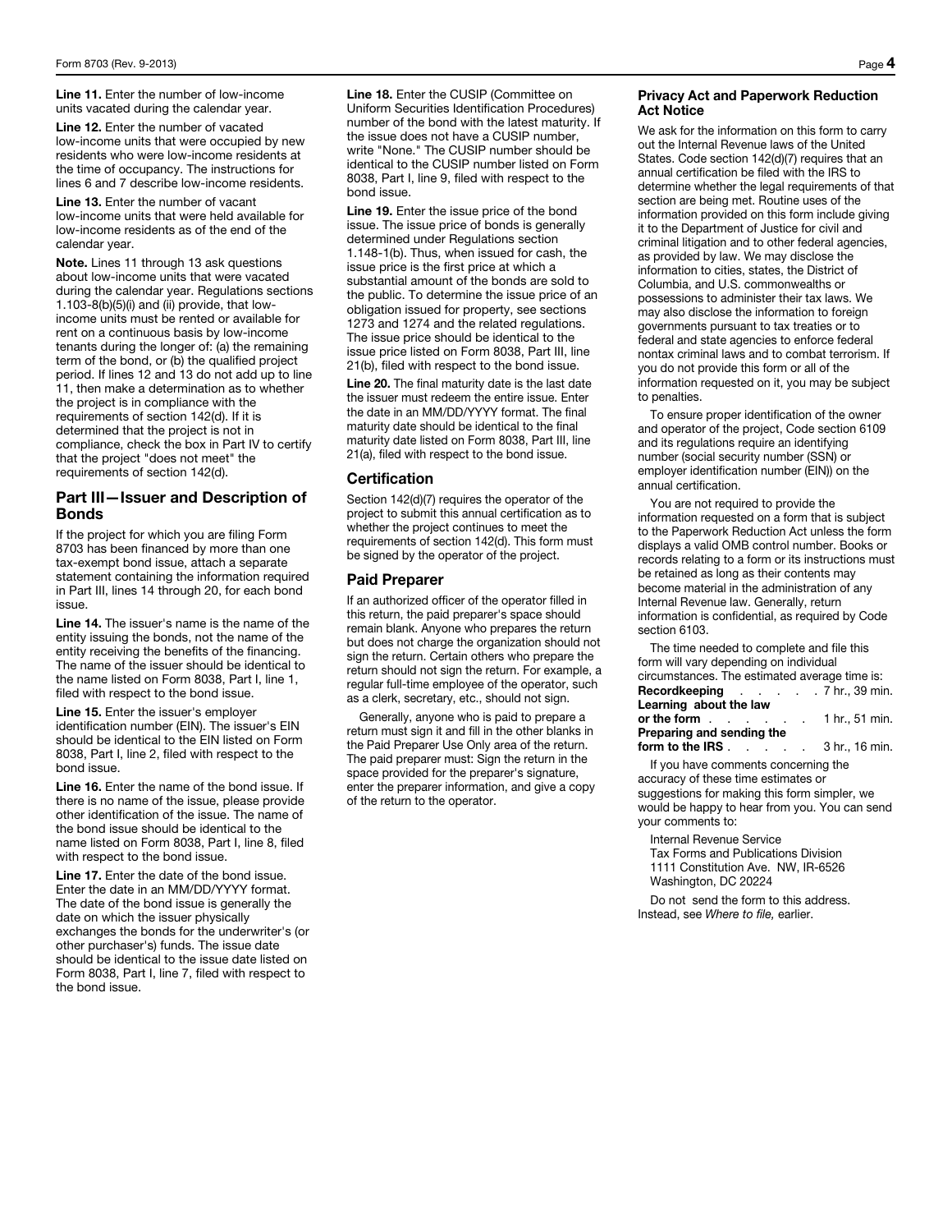**Line 11.** Enter the number of low-income units vacated during the calendar year.

**Line 12.** Enter the number of vacated low-income units that were occupied by new residents who were low-income residents at the time of occupancy. The instructions for lines 6 and 7 describe low-income residents.

**Line 13.** Enter the number of vacant low-income units that were held available for low-income residents as of the end of the calendar year.

**Note.** Lines 11 through 13 ask questions about low-income units that were vacated during the calendar year. Regulations sections 1.103-8(b)(5)(i) and (ii) provide, that low-income units must be rented or available for rent on a continuous basis by low-income tenants during the longer of: (a) the remaining term of the bond, or (b) the qualified project period. If lines 12 and 13 do not add up to line 11, then make a determination as to whether the project is in compliance with the requirements of section 142(d). If it is determined that the project is not in compliance, check the box in Part IV to certify that the project "does not meet" the requirements of section 142(d).

## Part III—Issuer and Description of Bonds

If the project for which you are filing Form 8703 has been financed by more than one tax-exempt bond issue, attach a separate statement containing the information required in Part III, lines 14 through 20, for each bond issue.

**Line 14.** The issuer's name is the name of the entity issuing the bonds, not the name of the entity receiving the benefits of the financing. The name of the issuer should be identical to the name listed on Form 8038, Part I, line 1, filed with respect to the bond issue.

**Line 15.** Enter the issuer's employer identification number (EIN). The issuer's EIN should be identical to the EIN listed on Form 8038, Part I, line 2, filed with respect to the bond issue.

**Line 16.** Enter the name of the bond issue. If there is no name of the issue, please provide other identification of the issue. The name of the bond issue should be identical to the name listed on Form 8038, Part I, line 8, filed with respect to the bond issue.

**Line 17.** Enter the date of the bond issue. Enter the date in an MM/DD/YYYY format. The date of the bond issue is generally the date on which the issuer physically exchanges the bonds for the underwriter's (or other purchaser's) funds. The issue date should be identical to the issue date listed on Form 8038, Part I, line 7, filed with respect to the bond issue.

**Line 18.** Enter the CUSIP (Committee on Uniform Securities Identification Procedures) number of the bond with the latest maturity. If the issue does not have a CUSIP number, write "None." The CUSIP number should be identical to the CUSIP number listed on Form 8038, Part I, line 9, filed with respect to the bond issue.

**Line 19.** Enter the issue price of the bond issue. The issue price of bonds is generally determined under Regulations section 1.148-1(b). Thus, when issued for cash, the issue price is the first price at which a substantial amount of the bonds are sold to the public. To determine the issue price of an obligation issued for property, see sections 1273 and 1274 and the related regulations. The issue price should be identical to the issue price listed on Form 8038, Part III, line 21(b), filed with respect to the bond issue.

**Line 20.** The final maturity date is the last date the issuer must redeem the entire issue. Enter the date in an MM/DD/YYYY format. The final maturity date should be identical to the final maturity date listed on Form 8038, Part III, line 21(a), filed with respect to the bond issue.

## Certification

Section 142(d)(7) requires the operator of the project to submit this annual certification as to whether the project continues to meet the requirements of section 142(d). This form must be signed by the operator of the project.

## Paid Preparer

If an authorized officer of the operator filled in this return, the paid preparer's space should remain blank. Anyone who prepares the return but does not charge the organization should not sign the return. Certain others who prepare the return should not sign the return. For example, a regular full-time employee of the operator, such as a clerk, secretary, etc., should not sign.

Generally, anyone who is paid to prepare a return must sign it and fill in the other blanks in the Paid Preparer Use Only area of the return. The paid preparer must: Sign the return in the space provided for the preparer's signature, enter the preparer information, and give a copy of the return to the operator.

## Privacy Act and Paperwork Reduction Act Notice

We ask for the information on this form to carry out the Internal Revenue laws of the United States. Code section 142(d)(7) requires that an annual certification be filed with the IRS to determine whether the legal requirements of that section are being met. Routine uses of the information provided on this form include giving it to the Department of Justice for civil and criminal litigation and to other federal agencies, as provided by law. We may disclose the information to cities, states, the District of Columbia, and U.S. commonwealths or possessions to administer their tax laws. We may also disclose the information to foreign governments pursuant to tax treaties or to federal and state agencies to enforce federal nontax criminal laws and to combat terrorism. If you do not provide this form or all of the information requested on it, you may be subject to penalties.

To ensure proper identification of the owner and operator of the project, Code section 6109 and its regulations require an identifying number (social security number (SSN) or employer identification number (EIN)) on the annual certification.

You are not required to provide the information requested on a form that is subject to the Paperwork Reduction Act unless the form displays a valid OMB control number. Books or records relating to a form or its instructions must be retained as long as their contents may become material in the administration of any Internal Revenue law. Generally, return information is confidential, as required by Code section 6103.

The time needed to complete and file this form will vary depending on individual circumstances. The estimated average time is:

**Recordkeeping** . . . . . . 7 hr., 39 min.
**Learning about the law or the form** . . . . . . . 1 hr., 51 min.
**Preparing and sending the form to the IRS** . . . . . 3 hr., 16 min.

If you have comments concerning the accuracy of these time estimates or suggestions for making this form simpler, we would be happy to hear from you. You can send your comments to:

Internal Revenue Service
Tax Forms and Publications Division
1111 Constitution Ave. NW, IR-6526
Washington, DC 20224

Do not send the form to this address. Instead, see *Where to file,* earlier.